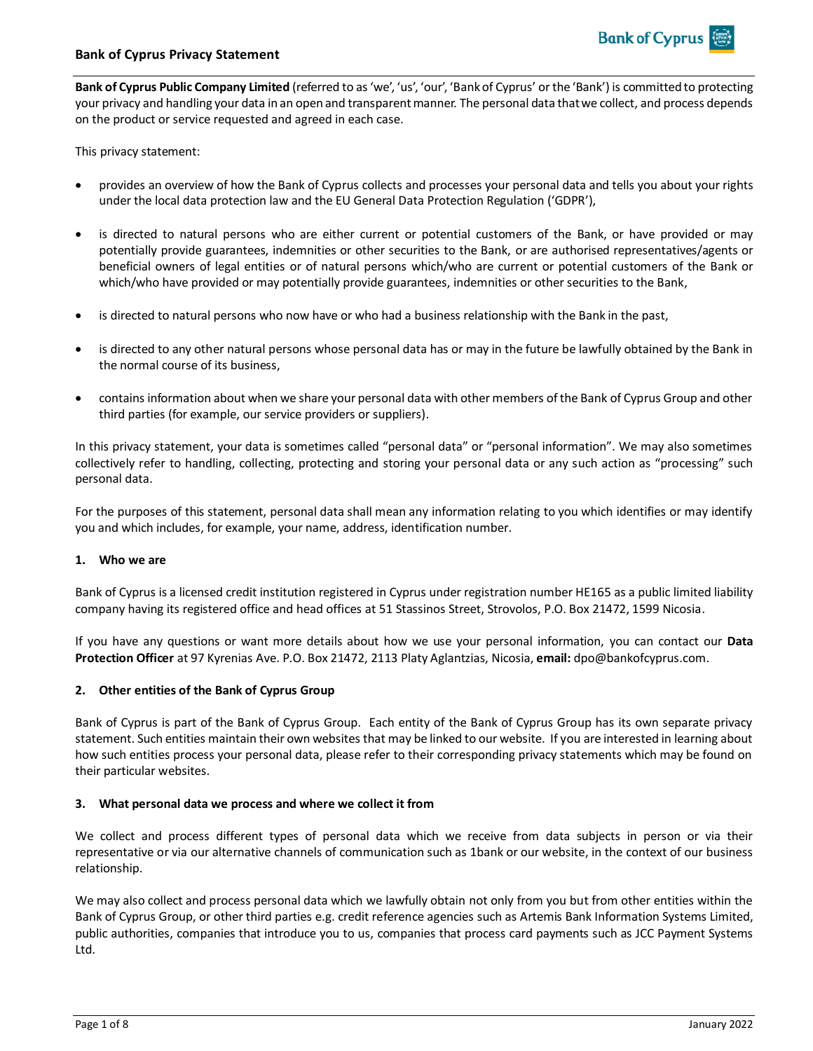# Bank of Cyprus Privacy Statement

**Bank of Cyprus Public Company Limited** (referred to as 'we', 'us', 'our', 'Bank of Cyprus' or the 'Bank') is committed to protecting your privacy and handling your data in an open and transparent manner. The personal data that we collect, and process depends on the product or service requested and agreed in each case.

This privacy statement:

- provides an overview of how the Bank of Cyprus collects and processes your personal data and tells you about your rights under the local data protection law and the EU General Data Protection Regulation ('GDPR'),
- is directed to natural persons who are either current or potential customers of the Bank, or have provided or may potentially provide guarantees, indemnities or other securities to the Bank, or are authorised representatives/agents or beneficial owners of legal entities or of natural persons which/who are current or potential customers of the Bank or which/who have provided or may potentially provide guarantees, indemnities or other securities to the Bank,
- is directed to natural persons who now have or who had a business relationship with the Bank in the past,
- is directed to any other natural persons whose personal data has or may in the future be lawfully obtained by the Bank in the normal course of its business,
- contains information about when we share your personal data with other members of the Bank of Cyprus Group and other third parties (for example, our service providers or suppliers).

In this privacy statement, your data is sometimes called "personal data" or "personal information". We may also sometimes collectively refer to handling, collecting, protecting and storing your personal data or any such action as "processing" such personal data.

For the purposes of this statement, personal data shall mean any information relating to you which identifies or may identify you and which includes, for example, your name, address, identification number.

## 1. Who we are

Bank of Cyprus is a licensed credit institution registered in Cyprus under registration number HE165 as a public limited liability company having its registered office and head offices at 51 Stassinos Street, Strovolos, P.O. Box 21472, 1599 Nicosia.

If you have any questions or want more details about how we use your personal information, you can contact our **Data Protection Officer** at 97 Kyrenias Ave. P.O. Box 21472, 2113 Platy Aglantzias, Nicosia, **email:** dpo@bankofcyprus.com.

## 2. Other entities of the Bank of Cyprus Group

Bank of Cyprus is part of the Bank of Cyprus Group. Each entity of the Bank of Cyprus Group has its own separate privacy statement. Such entities maintain their own websites that may be linked to our website. If you are interested in learning about how such entities process your personal data, please refer to their corresponding privacy statements which may be found on their particular websites.

## 3. What personal data we process and where we collect it from

We collect and process different types of personal data which we receive from data subjects in person or via their representative or via our alternative channels of communication such as 1bank or our website, in the context of our business relationship.

We may also collect and process personal data which we lawfully obtain not only from you but from other entities within the Bank of Cyprus Group, or other third parties e.g. credit reference agencies such as Artemis Bank Information Systems Limited, public authorities, companies that introduce you to us, companies that process card payments such as JCC Payment Systems Ltd.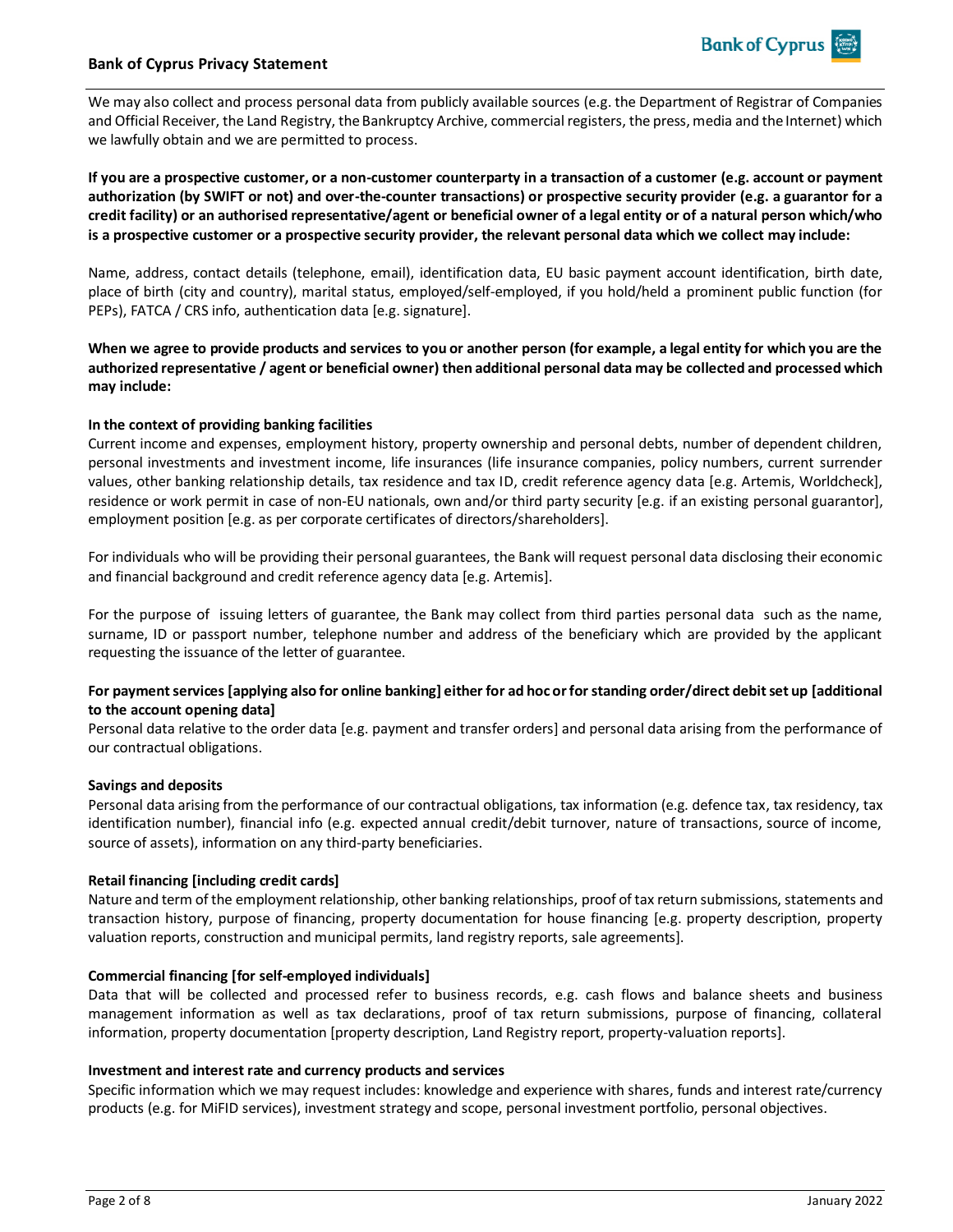We may also collect and process personal data from publicly available sources (e.g. the Department of Registrar of Companies and Official Receiver, the Land Registry, the Bankruptcy Archive, commercial registers, the press, media and the Internet) which we lawfully obtain and we are permitted to process.

**If you are a prospective customer, or a non-customer counterparty in a transaction of a customer (e.g. account or payment authorization (by SWIFT or not) and over-the-counter transactions) or prospective security provider (e.g. a guarantor for a credit facility) or an authorised representative/agent or beneficial owner of a legal entity or of a natural person which/who is a prospective customer or a prospective security provider, the relevant personal data which we collect may include:**

Name, address, contact details (telephone, email), identification data, EU basic payment account identification, birth date, place of birth (city and country), marital status, employed/self-employed, if you hold/held a prominent public function (for PEPs), FATCA / CRS info, authentication data [e.g. signature].

**When we agree to provide products and services to you or another person (for example, a legal entity for which you are the authorized representative / agent or beneficial owner) then additional personal data may be collected and processed which may include:**

**In the context of providing banking facilities**
Current income and expenses, employment history, property ownership and personal debts, number of dependent children, personal investments and investment income, life insurances (life insurance companies, policy numbers, current surrender values, other banking relationship details, tax residence and tax ID, credit reference agency data [e.g. Artemis, Worldcheck], residence or work permit in case of non-EU nationals, own and/or third party security [e.g. if an existing personal guarantor], employment position [e.g. as per corporate certificates of directors/shareholders].

For individuals who will be providing their personal guarantees, the Bank will request personal data disclosing their economic and financial background and credit reference agency data [e.g. Artemis].

For the purpose of issuing letters of guarantee, the Bank may collect from third parties personal data such as the name, surname, ID or passport number, telephone number and address of the beneficiary which are provided by the applicant requesting the issuance of the letter of guarantee.

**For payment services [applying also for online banking] either for ad hoc or for standing order/direct debit set up [additional to the account opening data]**
Personal data relative to the order data [e.g. payment and transfer orders] and personal data arising from the performance of our contractual obligations.

**Savings and deposits**
Personal data arising from the performance of our contractual obligations, tax information (e.g. defence tax, tax residency, tax identification number), financial info (e.g. expected annual credit/debit turnover, nature of transactions, source of income, source of assets), information on any third-party beneficiaries.

**Retail financing [including credit cards]**
Nature and term of the employment relationship, other banking relationships, proof of tax return submissions, statements and transaction history, purpose of financing, property documentation for house financing [e.g. property description, property valuation reports, construction and municipal permits, land registry reports, sale agreements].

**Commercial financing [for self-employed individuals]**
Data that will be collected and processed refer to business records, e.g. cash flows and balance sheets and business management information as well as tax declarations, proof of tax return submissions, purpose of financing, collateral information, property documentation [property description, Land Registry report, property-valuation reports].

**Investment and interest rate and currency products and services**
Specific information which we may request includes: knowledge and experience with shares, funds and interest rate/currency products (e.g. for MiFID services), investment strategy and scope, personal investment portfolio, personal objectives.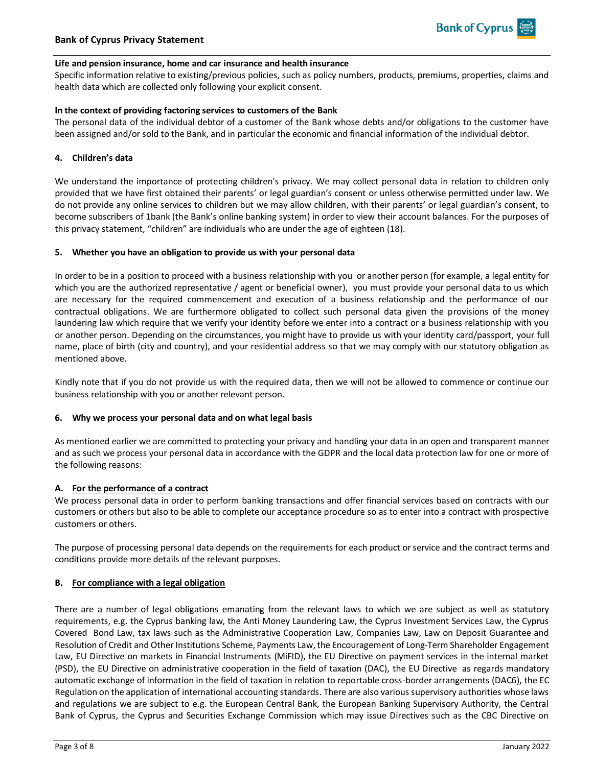**Life and pension insurance, home and car insurance and health insurance**

Specific information relative to existing/previous policies, such as policy numbers, products, premiums, properties, claims and health data which are collected only following your explicit consent.

**In the context of providing factoring services to customers of the Bank**

The personal data of the individual debtor of a customer of the Bank whose debts and/or obligations to the customer have been assigned and/or sold to the Bank, and in particular the economic and financial information of the individual debtor.

## 4. Children's data

We understand the importance of protecting children's privacy. We may collect personal data in relation to children only provided that we have first obtained their parents' or legal guardian's consent or unless otherwise permitted under law. We do not provide any online services to children but we may allow children, with their parents' or legal guardian's consent, to become subscribers of 1bank (the Bank's online banking system) in order to view their account balances. For the purposes of this privacy statement, "children" are individuals who are under the age of eighteen (18).

## 5. Whether you have an obligation to provide us with your personal data

In order to be in a position to proceed with a business relationship with you or another person (for example, a legal entity for which you are the authorized representative / agent or beneficial owner), you must provide your personal data to us which are necessary for the required commencement and execution of a business relationship and the performance of our contractual obligations. We are furthermore obligated to collect such personal data given the provisions of the money laundering law which require that we verify your identity before we enter into a contract or a business relationship with you or another person. Depending on the circumstances, you might have to provide us with your identity card/passport, your full name, place of birth (city and country), and your residential address so that we may comply with our statutory obligation as mentioned above.

Kindly note that if you do not provide us with the required data, then we will not be allowed to commence or continue our business relationship with you or another relevant person.

## 6. Why we process your personal data and on what legal basis

As mentioned earlier we are committed to protecting your privacy and handling your data in an open and transparent manner and as such we process your personal data in accordance with the GDPR and the local data protection law for one or more of the following reasons:

### A. For the performance of a contract

We process personal data in order to perform banking transactions and offer financial services based on contracts with our customers or others but also to be able to complete our acceptance procedure so as to enter into a contract with prospective customers or others.

The purpose of processing personal data depends on the requirements for each product or service and the contract terms and conditions provide more details of the relevant purposes.

### B. For compliance with a legal obligation

There are a number of legal obligations emanating from the relevant laws to which we are subject as well as statutory requirements, e.g. the Cyprus banking law, the Anti Money Laundering Law, the Cyprus Investment Services Law, the Cyprus Covered Bond Law, tax laws such as the Administrative Cooperation Law, Companies Law, Law on Deposit Guarantee and Resolution of Credit and Other Institutions Scheme, Payments Law, the Encouragement of Long-Term Shareholder Engagement Law, EU Directive on markets in Financial Instruments (MiFID), the EU Directive on payment services in the internal market (PSD), the EU Directive on administrative cooperation in the field of taxation (DAC), the EU Directive as regards mandatory automatic exchange of information in the field of taxation in relation to reportable cross-border arrangements (DAC6), the EC Regulation on the application of international accounting standards. There are also various supervisory authorities whose laws and regulations we are subject to e.g. the European Central Bank, the European Banking Supervisory Authority, the Central Bank of Cyprus, the Cyprus and Securities Exchange Commission which may issue Directives such as the CBC Directive on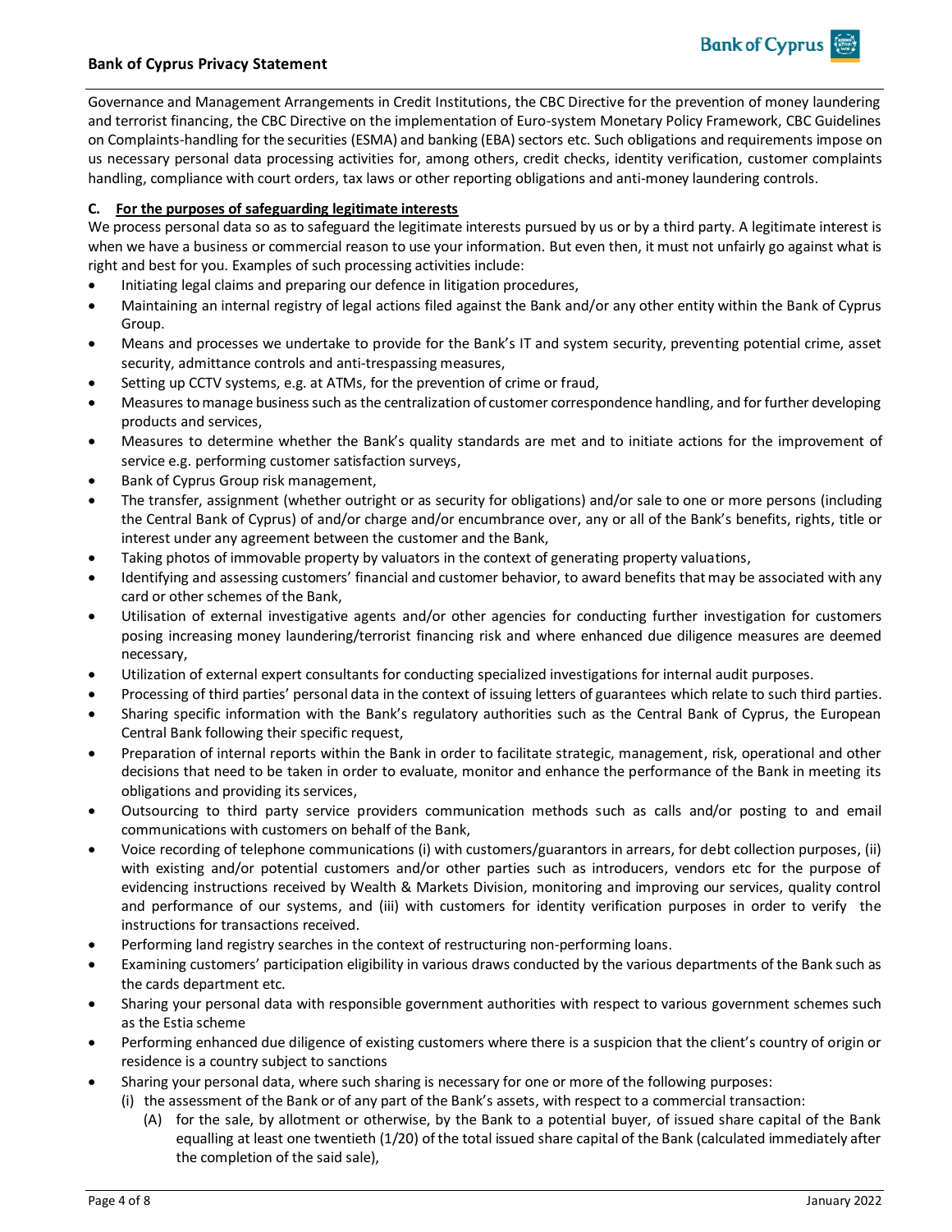Governance and Management Arrangements in Credit Institutions, the CBC Directive for the prevention of money laundering and terrorist financing, the CBC Directive on the implementation of Euro-system Monetary Policy Framework, CBC Guidelines on Complaints-handling for the securities (ESMA) and banking (EBA) sectors etc. Such obligations and requirements impose on us necessary personal data processing activities for, among others, credit checks, identity verification, customer complaints handling, compliance with court orders, tax laws or other reporting obligations and anti-money laundering controls.

**C. <u>For the purposes of safeguarding legitimate interests</u>**

We process personal data so as to safeguard the legitimate interests pursued by us or by a third party. A legitimate interest is when we have a business or commercial reason to use your information. But even then, it must not unfairly go against what is right and best for you. Examples of such processing activities include:

- Initiating legal claims and preparing our defence in litigation procedures,
- Maintaining an internal registry of legal actions filed against the Bank and/or any other entity within the Bank of Cyprus Group.
- Means and processes we undertake to provide for the Bank's IT and system security, preventing potential crime, asset security, admittance controls and anti-trespassing measures,
- Setting up CCTV systems, e.g. at ATMs, for the prevention of crime or fraud,
- Measures to manage business such as the centralization of customer correspondence handling, and for further developing products and services,
- Measures to determine whether the Bank's quality standards are met and to initiate actions for the improvement of service e.g. performing customer satisfaction surveys,
- Bank of Cyprus Group risk management,
- The transfer, assignment (whether outright or as security for obligations) and/or sale to one or more persons (including the Central Bank of Cyprus) of and/or charge and/or encumbrance over, any or all of the Bank's benefits, rights, title or interest under any agreement between the customer and the Bank,
- Taking photos of immovable property by valuators in the context of generating property valuations,
- Identifying and assessing customers' financial and customer behavior, to award benefits that may be associated with any card or other schemes of the Bank,
- Utilisation of external investigative agents and/or other agencies for conducting further investigation for customers posing increasing money laundering/terrorist financing risk and where enhanced due diligence measures are deemed necessary,
- Utilization of external expert consultants for conducting specialized investigations for internal audit purposes.
- Processing of third parties' personal data in the context of issuing letters of guarantees which relate to such third parties.
- Sharing specific information with the Bank's regulatory authorities such as the Central Bank of Cyprus, the European Central Bank following their specific request,
- Preparation of internal reports within the Bank in order to facilitate strategic, management, risk, operational and other decisions that need to be taken in order to evaluate, monitor and enhance the performance of the Bank in meeting its obligations and providing its services,
- Outsourcing to third party service providers communication methods such as calls and/or posting to and email communications with customers on behalf of the Bank,
- Voice recording of telephone communications (i) with customers/guarantors in arrears, for debt collection purposes, (ii) with existing and/or potential customers and/or other parties such as introducers, vendors etc for the purpose of evidencing instructions received by Wealth & Markets Division, monitoring and improving our services, quality control and performance of our systems, and (iii) with customers for identity verification purposes in order to verify the instructions for transactions received.
- Performing land registry searches in the context of restructuring non-performing loans.
- Examining customers' participation eligibility in various draws conducted by the various departments of the Bank such as the cards department etc.
- Sharing your personal data with responsible government authorities with respect to various government schemes such as the Estia scheme
- Performing enhanced due diligence of existing customers where there is a suspicion that the client's country of origin or residence is a country subject to sanctions
- Sharing your personal data, where such sharing is necessary for one or more of the following purposes:
  - (i) the assessment of the Bank or of any part of the Bank's assets, with respect to a commercial transaction:
    - (A) for the sale, by allotment or otherwise, by the Bank to a potential buyer, of issued share capital of the Bank equalling at least one twentieth (1/20) of the total issued share capital of the Bank (calculated immediately after the completion of the said sale),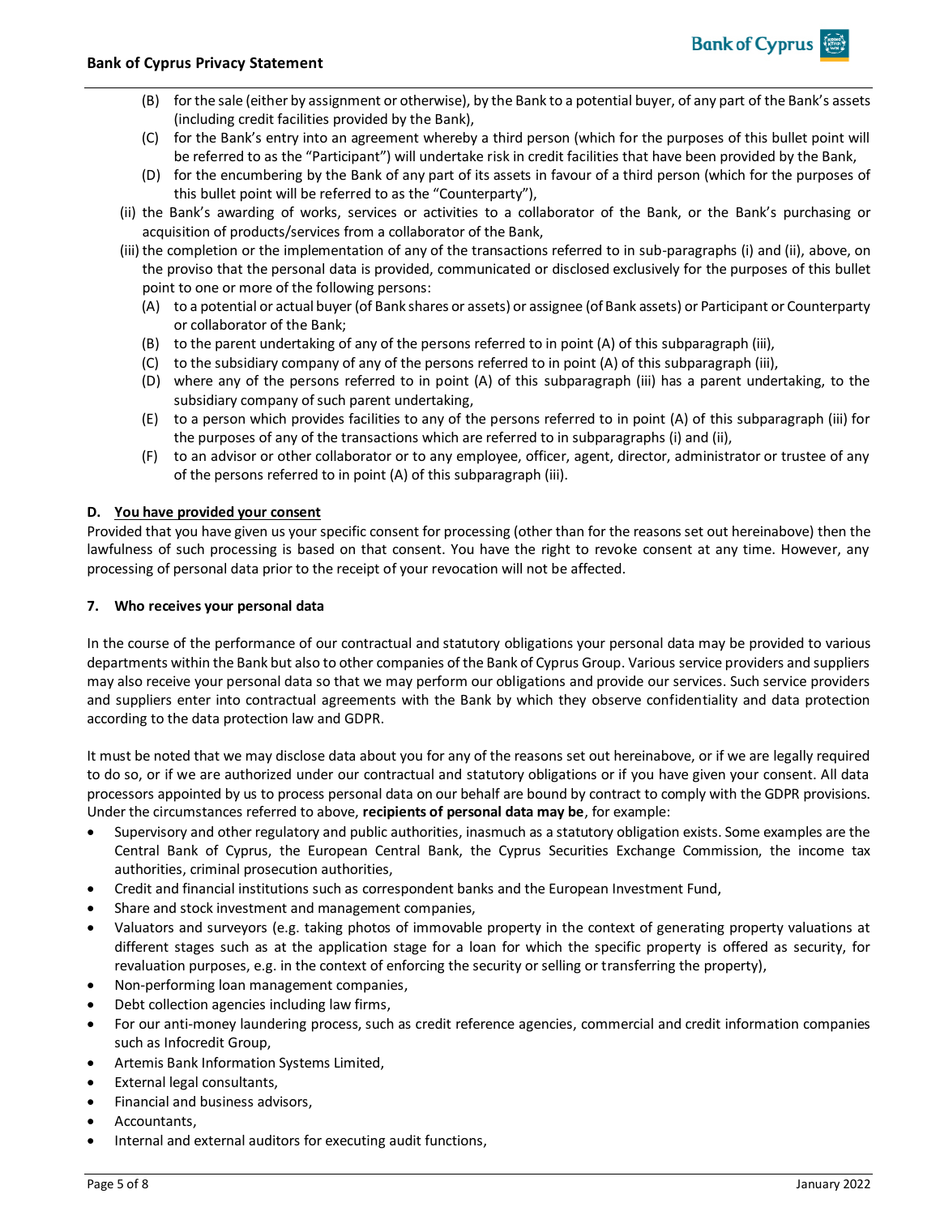(B) for the sale (either by assignment or otherwise), by the Bank to a potential buyer, of any part of the Bank's assets (including credit facilities provided by the Bank),

(C) for the Bank's entry into an agreement whereby a third person (which for the purposes of this bullet point will be referred to as the "Participant") will undertake risk in credit facilities that have been provided by the Bank,

(D) for the encumbering by the Bank of any part of its assets in favour of a third person (which for the purposes of this bullet point will be referred to as the "Counterparty"),

(ii) the Bank's awarding of works, services or activities to a collaborator of the Bank, or the Bank's purchasing or acquisition of products/services from a collaborator of the Bank,

(iii) the completion or the implementation of any of the transactions referred to in sub-paragraphs (i) and (ii), above, on the proviso that the personal data is provided, communicated or disclosed exclusively for the purposes of this bullet point to one or more of the following persons:

(A) to a potential or actual buyer (of Bank shares or assets) or assignee (of Bank assets) or Participant or Counterparty or collaborator of the Bank;

(B) to the parent undertaking of any of the persons referred to in point (A) of this subparagraph (iii),

(C) to the subsidiary company of any of the persons referred to in point (A) of this subparagraph (iii),

(D) where any of the persons referred to in point (A) of this subparagraph (iii) has a parent undertaking, to the subsidiary company of such parent undertaking,

(E) to a person which provides facilities to any of the persons referred to in point (A) of this subparagraph (iii) for the purposes of any of the transactions which are referred to in subparagraphs (i) and (ii),

(F) to an advisor or other collaborator or to any employee, officer, agent, director, administrator or trustee of any of the persons referred to in point (A) of this subparagraph (iii).

**D. <u>You have provided your consent</u>**

Provided that you have given us your specific consent for processing (other than for the reasons set out hereinabove) then the lawfulness of such processing is based on that consent. You have the right to revoke consent at any time. However, any processing of personal data prior to the receipt of your revocation will not be affected.

## 7. Who receives your personal data

In the course of the performance of our contractual and statutory obligations your personal data may be provided to various departments within the Bank but also to other companies of the Bank of Cyprus Group. Various service providers and suppliers may also receive your personal data so that we may perform our obligations and provide our services. Such service providers and suppliers enter into contractual agreements with the Bank by which they observe confidentiality and data protection according to the data protection law and GDPR.

It must be noted that we may disclose data about you for any of the reasons set out hereinabove, or if we are legally required to do so, or if we are authorized under our contractual and statutory obligations or if you have given your consent. All data processors appointed by us to process personal data on our behalf are bound by contract to comply with the GDPR provisions. Under the circumstances referred to above, **recipients of personal data may be**, for example:

- Supervisory and other regulatory and public authorities, inasmuch as a statutory obligation exists. Some examples are the Central Bank of Cyprus, the European Central Bank, the Cyprus Securities Exchange Commission, the income tax authorities, criminal prosecution authorities,
- Credit and financial institutions such as correspondent banks and the European Investment Fund,
- Share and stock investment and management companies,
- Valuators and surveyors (e.g. taking photos of immovable property in the context of generating property valuations at different stages such as at the application stage for a loan for which the specific property is offered as security, for revaluation purposes, e.g. in the context of enforcing the security or selling or transferring the property),
- Non-performing loan management companies,
- Debt collection agencies including law firms,
- For our anti-money laundering process, such as credit reference agencies, commercial and credit information companies such as Infocredit Group,
- Artemis Bank Information Systems Limited,
- External legal consultants,
- Financial and business advisors,
- Accountants,
- Internal and external auditors for executing audit functions,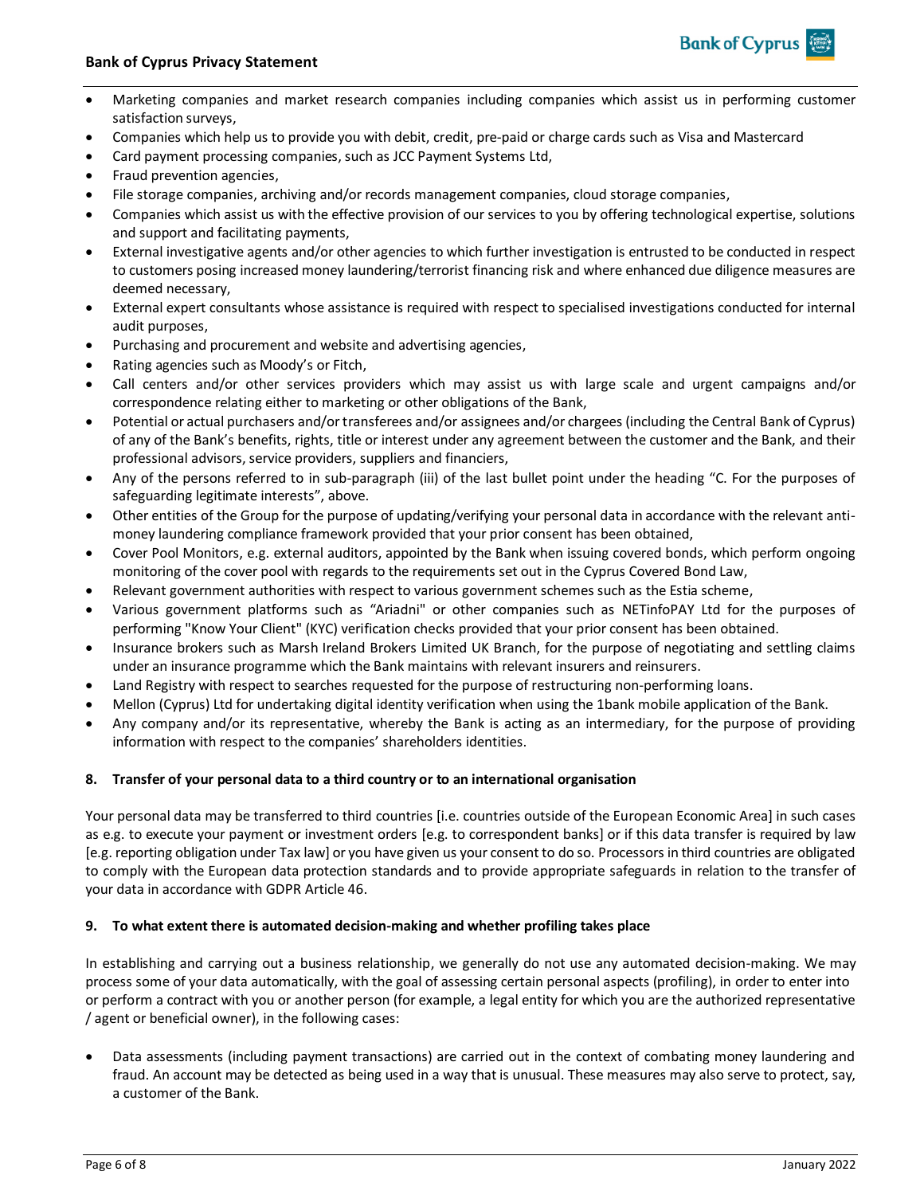- Marketing companies and market research companies including companies which assist us in performing customer satisfaction surveys,
- Companies which help us to provide you with debit, credit, pre-paid or charge cards such as Visa and Mastercard
- Card payment processing companies, such as JCC Payment Systems Ltd,
- Fraud prevention agencies,
- File storage companies, archiving and/or records management companies, cloud storage companies,
- Companies which assist us with the effective provision of our services to you by offering technological expertise, solutions and support and facilitating payments,
- External investigative agents and/or other agencies to which further investigation is entrusted to be conducted in respect to customers posing increased money laundering/terrorist financing risk and where enhanced due diligence measures are deemed necessary,
- External expert consultants whose assistance is required with respect to specialised investigations conducted for internal audit purposes,
- Purchasing and procurement and website and advertising agencies,
- Rating agencies such as Moody's or Fitch,
- Call centers and/or other services providers which may assist us with large scale and urgent campaigns and/or correspondence relating either to marketing or other obligations of the Bank,
- Potential or actual purchasers and/or transferees and/or assignees and/or chargees (including the Central Bank of Cyprus) of any of the Bank's benefits, rights, title or interest under any agreement between the customer and the Bank, and their professional advisors, service providers, suppliers and financiers,
- Any of the persons referred to in sub-paragraph (iii) of the last bullet point under the heading "C. For the purposes of safeguarding legitimate interests", above.
- Other entities of the Group for the purpose of updating/verifying your personal data in accordance with the relevant anti-money laundering compliance framework provided that your prior consent has been obtained,
- Cover Pool Monitors, e.g. external auditors, appointed by the Bank when issuing covered bonds, which perform ongoing monitoring of the cover pool with regards to the requirements set out in the Cyprus Covered Bond Law,
- Relevant government authorities with respect to various government schemes such as the Estia scheme,
- Various government platforms such as "Ariadni" or other companies such as NETinfoPAY Ltd for the purposes of performing "Know Your Client" (KYC) verification checks provided that your prior consent has been obtained.
- Insurance brokers such as Marsh Ireland Brokers Limited UK Branch, for the purpose of negotiating and settling claims under an insurance programme which the Bank maintains with relevant insurers and reinsurers.
- Land Registry with respect to searches requested for the purpose of restructuring non-performing loans.
- Mellon (Cyprus) Ltd for undertaking digital identity verification when using the 1bank mobile application of the Bank.
- Any company and/or its representative, whereby the Bank is acting as an intermediary, for the purpose of providing information with respect to the companies' shareholders identities.

## 8. Transfer of your personal data to a third country or to an international organisation

Your personal data may be transferred to third countries [i.e. countries outside of the European Economic Area] in such cases as e.g. to execute your payment or investment orders [e.g. to correspondent banks] or if this data transfer is required by law [e.g. reporting obligation under Tax law] or you have given us your consent to do so. Processors in third countries are obligated to comply with the European data protection standards and to provide appropriate safeguards in relation to the transfer of your data in accordance with GDPR Article 46.

## 9. To what extent there is automated decision-making and whether profiling takes place

In establishing and carrying out a business relationship, we generally do not use any automated decision-making. We may process some of your data automatically, with the goal of assessing certain personal aspects (profiling), in order to enter into or perform a contract with you or another person (for example, a legal entity for which you are the authorized representative / agent or beneficial owner), in the following cases:

- Data assessments (including payment transactions) are carried out in the context of combating money laundering and fraud. An account may be detected as being used in a way that is unusual. These measures may also serve to protect, say, a customer of the Bank.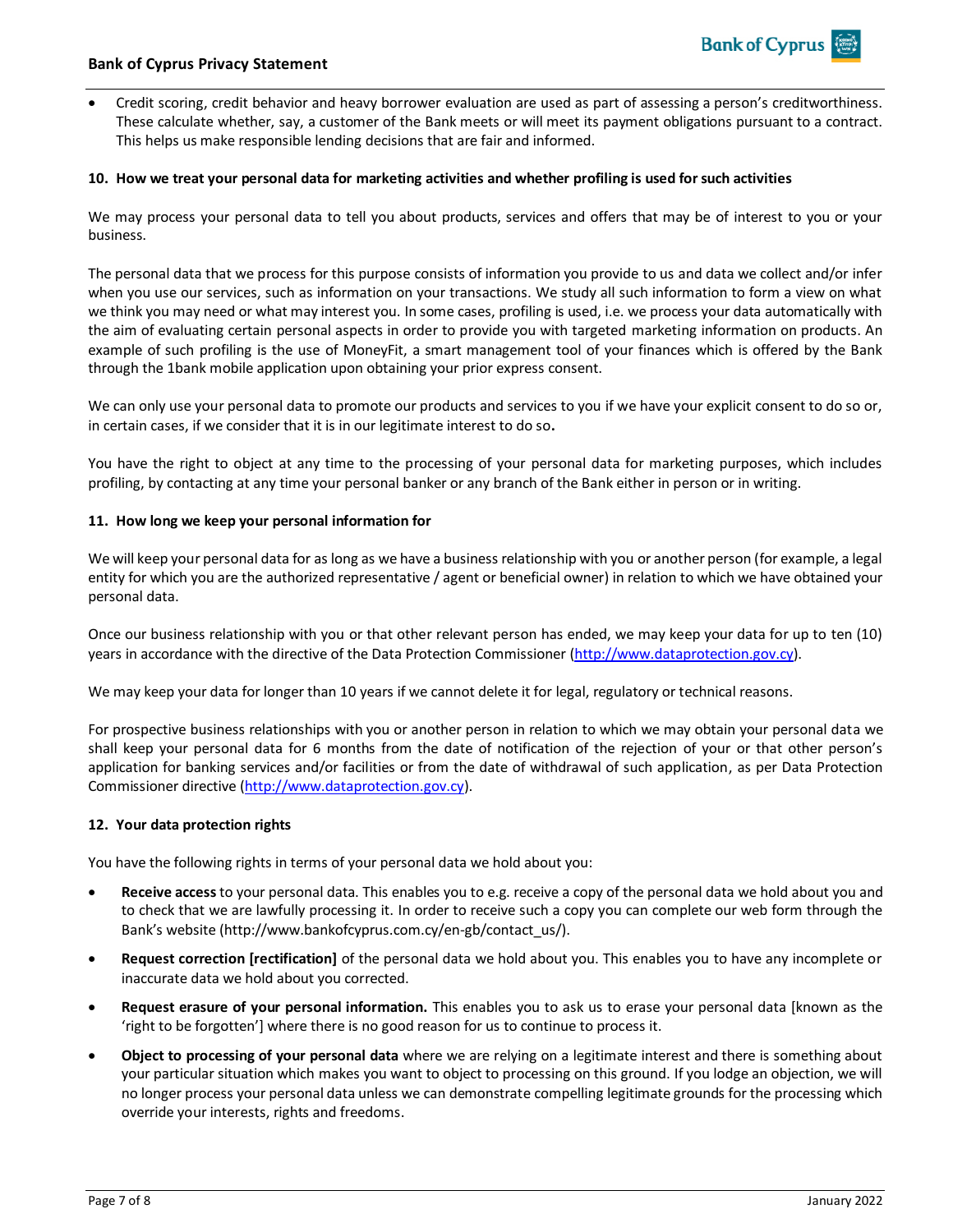- Credit scoring, credit behavior and heavy borrower evaluation are used as part of assessing a person's creditworthiness. These calculate whether, say, a customer of the Bank meets or will meet its payment obligations pursuant to a contract. This helps us make responsible lending decisions that are fair and informed.

## 10. How we treat your personal data for marketing activities and whether profiling is used for such activities

We may process your personal data to tell you about products, services and offers that may be of interest to you or your business.

The personal data that we process for this purpose consists of information you provide to us and data we collect and/or infer when you use our services, such as information on your transactions. We study all such information to form a view on what we think you may need or what may interest you. In some cases, profiling is used, i.e. we process your data automatically with the aim of evaluating certain personal aspects in order to provide you with targeted marketing information on products. An example of such profiling is the use of MoneyFit, a smart management tool of your finances which is offered by the Bank through the 1bank mobile application upon obtaining your prior express consent.

We can only use your personal data to promote our products and services to you if we have your explicit consent to do so or, in certain cases, if we consider that it is in our legitimate interest to do so**.**

You have the right to object at any time to the processing of your personal data for marketing purposes, which includes profiling, by contacting at any time your personal banker or any branch of the Bank either in person or in writing.

## 11. How long we keep your personal information for

We will keep your personal data for as long as we have a business relationship with you or another person (for example, a legal entity for which you are the authorized representative / agent or beneficial owner) in relation to which we have obtained your personal data.

Once our business relationship with you or that other relevant person has ended, we may keep your data for up to ten (10) years in accordance with the directive of the Data Protection Commissioner (http://www.dataprotection.gov.cy).

We may keep your data for longer than 10 years if we cannot delete it for legal, regulatory or technical reasons.

For prospective business relationships with you or another person in relation to which we may obtain your personal data we shall keep your personal data for 6 months from the date of notification of the rejection of your or that other person's application for banking services and/or facilities or from the date of withdrawal of such application, as per Data Protection Commissioner directive (http://www.dataprotection.gov.cy).

## 12. Your data protection rights

You have the following rights in terms of your personal data we hold about you:

- **Receive access** to your personal data. This enables you to e.g. receive a copy of the personal data we hold about you and to check that we are lawfully processing it. In order to receive such a copy you can complete our web form through the Bank's website (http://www.bankofcyprus.com.cy/en-gb/contact_us/).
- **Request correction [rectification]** of the personal data we hold about you. This enables you to have any incomplete or inaccurate data we hold about you corrected.
- **Request erasure of your personal information.** This enables you to ask us to erase your personal data [known as the 'right to be forgotten'] where there is no good reason for us to continue to process it.
- **Object to processing of your personal data** where we are relying on a legitimate interest and there is something about your particular situation which makes you want to object to processing on this ground. If you lodge an objection, we will no longer process your personal data unless we can demonstrate compelling legitimate grounds for the processing which override your interests, rights and freedoms.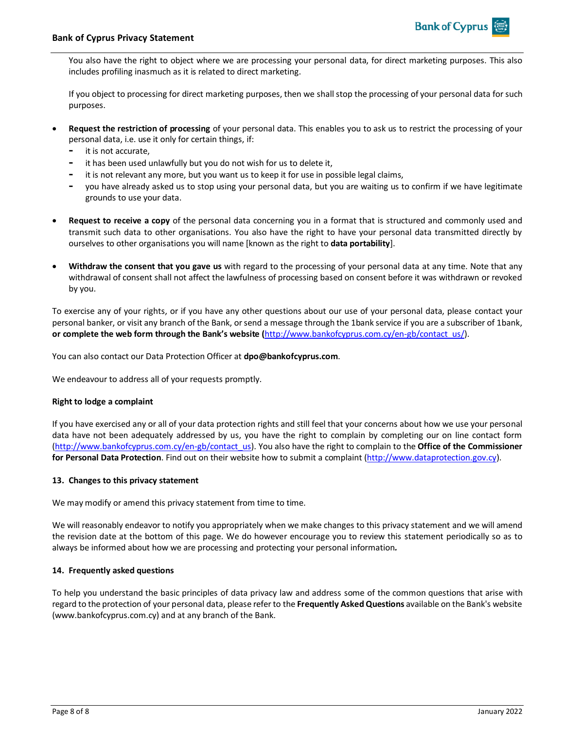You also have the right to object where we are processing your personal data, for direct marketing purposes. This also includes profiling inasmuch as it is related to direct marketing.

If you object to processing for direct marketing purposes, then we shall stop the processing of your personal data for such purposes.

- **Request the restriction of processing** of your personal data. This enables you to ask us to restrict the processing of your personal data, i.e. use it only for certain things, if:
  - it is not accurate,
  - it has been used unlawfully but you do not wish for us to delete it,
  - it is not relevant any more, but you want us to keep it for use in possible legal claims,
  - you have already asked us to stop using your personal data, but you are waiting us to confirm if we have legitimate grounds to use your data.

- **Request to receive a copy** of the personal data concerning you in a format that is structured and commonly used and transmit such data to other organisations. You also have the right to have your personal data transmitted directly by ourselves to other organisations you will name [known as the right to **data portability**].

- **Withdraw the consent that you gave us** with regard to the processing of your personal data at any time. Note that any withdrawal of consent shall not affect the lawfulness of processing based on consent before it was withdrawn or revoked by you.

To exercise any of your rights, or if you have any other questions about our use of your personal data, please contact your personal banker, or visit any branch of the Bank, or send a message through the 1bank service if you are a subscriber of 1bank, **or complete the web form through the Bank's website (**http://www.bankofcyprus.com.cy/en-gb/contact_us/).

You can also contact our Data Protection Officer at **dpo@bankofcyprus.com**.

We endeavour to address all of your requests promptly.

**Right to lodge a complaint**

If you have exercised any or all of your data protection rights and still feel that your concerns about how we use your personal data have not been adequately addressed by us, you have the right to complain by completing our on line contact form (http://www.bankofcyprus.com.cy/en-gb/contact_us). You also have the right to complain to the **Office of the Commissioner for Personal Data Protection**. Find out on their website how to submit a complaint (http://www.dataprotection.gov.cy).

### 13. Changes to this privacy statement

We may modify or amend this privacy statement from time to time.

We will reasonably endeavor to notify you appropriately when we make changes to this privacy statement and we will amend the revision date at the bottom of this page. We do however encourage you to review this statement periodically so as to always be informed about how we are processing and protecting your personal information**.**

### 14. Frequently asked questions

To help you understand the basic principles of data privacy law and address some of the common questions that arise with regard to the protection of your personal data, please refer to the **Frequently Asked Questions** available on the Bank's website (www.bankofcyprus.com.cy) and at any branch of the Bank.

January 2022